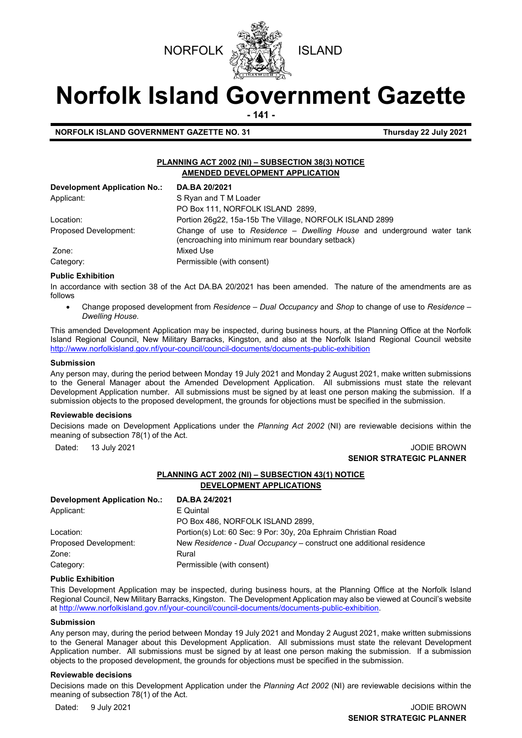NORFOLK ISLAND

# Norfolk Island Government Gazette

**NORFOLK ISLAND GOVERNMENT GAZETTE NO. 31** **Thursday 22 July 2021**

## PLANNING ACT 2002 (NI) – SUBSECTION 38(3) NOTICE
## AMENDED DEVELOPMENT APPLICATION

| | |
|---|---|
| **Development Application No.:** | **DA.BA 20/2021** |
| Applicant: | S Ryan and T M Loader<br>PO Box 111, NORFOLK ISLAND 2899, |
| Location: | Portion 26g22, 15a-15b The Village, NORFOLK ISLAND 2899 |
| Proposed Development: | Change of use to *Residence – Dwelling House* and underground water tank (encroaching into minimum rear boundary setback) |
| Zone: | Mixed Use |
| Category: | Permissible (with consent) |

### Public Exhibition

In accordance with section 38 of the Act DA.BA 20/2021 has been amended. The nature of the amendments are as follows

- Change proposed development from *Residence – Dual Occupancy* and *Shop* to change of use to *Residence – Dwelling House.*

This amended Development Application may be inspected, during business hours, at the Planning Office at the Norfolk Island Regional Council, New Military Barracks, Kingston, and also at the Norfolk Island Regional Council website http://www.norfolkisland.gov.nf/your-council/council-documents/documents-public-exhibition

### Submission

Any person may, during the period between Monday 19 July 2021 and Monday 2 August 2021, make written submissions to the General Manager about the Amended Development Application. All submissions must state the relevant Development Application number. All submissions must be signed by at least one person making the submission. If a submission objects to the proposed development, the grounds for objections must be specified in the submission.

### Reviewable decisions

Decisions made on Development Applications under the *Planning Act 2002* (NI) are reviewable decisions within the meaning of subsection 78(1) of the Act.

Dated: 13 July 2021

JODIE BROWN
**SENIOR STRATEGIC PLANNER**

## PLANNING ACT 2002 (NI) – SUBSECTION 43(1) NOTICE
## DEVELOPMENT APPLICATIONS

| | |
|---|---|
| **Development Application No.:** | **DA.BA 24/2021** |
| Applicant: | E Quintal<br>PO Box 486, NORFOLK ISLAND 2899, |
| Location: | Portion(s) Lot: 60 Sec: 9 Por: 30y, 20a Ephraim Christian Road |
| Proposed Development: | New *Residence - Dual Occupancy* – construct one additional residence |
| Zone: | Rural |
| Category: | Permissible (with consent) |

### Public Exhibition

This Development Application may be inspected, during business hours, at the Planning Office at the Norfolk Island Regional Council, New Military Barracks, Kingston. The Development Application may also be viewed at Council's website at http://www.norfolkisland.gov.nf/your-council/council-documents/documents-public-exhibition.

### Submission

Any person may, during the period between Monday 19 July 2021 and Monday 2 August 2021, make written submissions to the General Manager about this Development Application. All submissions must state the relevant Development Application number. All submissions must be signed by at least one person making the submission. If a submission objects to the proposed development, the grounds for objections must be specified in the submission.

### Reviewable decisions

Decisions made on this Development Application under the *Planning Act 2002* (NI) are reviewable decisions within the meaning of subsection 78(1) of the Act.

Dated: 9 July 2021

JODIE BROWN
**SENIOR STRATEGIC PLANNER**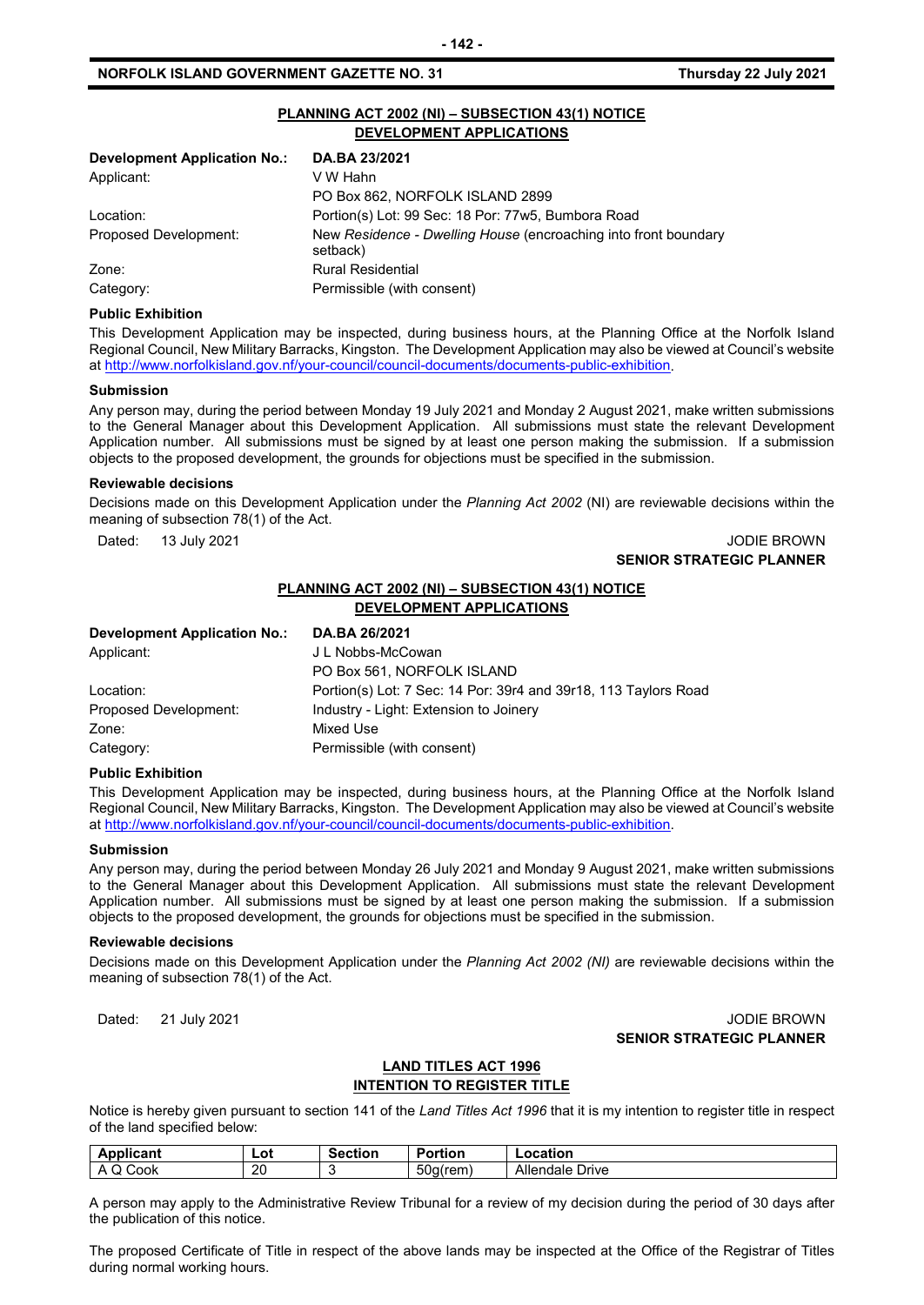## PLANNING ACT 2002 (NI) – SUBSECTION 43(1) NOTICE
## DEVELOPMENT APPLICATIONS

| **Development Application No.:** | **DA.BA 23/2021** |
|---|---|
| Applicant: | V W Hahn<br>PO Box 862, NORFOLK ISLAND 2899 |
| Location: | Portion(s) Lot: 99 Sec: 18 Por: 77w5, Bumbora Road |
| Proposed Development: | New *Residence - Dwelling House* (encroaching into front boundary setback) |
| Zone: | Rural Residential |
| Category: | Permissible (with consent) |

**Public Exhibition**

This Development Application may be inspected, during business hours, at the Planning Office at the Norfolk Island Regional Council, New Military Barracks, Kingston. The Development Application may also be viewed at Council's website at http://www.norfolkisland.gov.nf/your-council/council-documents/documents-public-exhibition.

**Submission**

Any person may, during the period between Monday 19 July 2021 and Monday 2 August 2021, make written submissions to the General Manager about this Development Application. All submissions must state the relevant Development Application number. All submissions must be signed by at least one person making the submission. If a submission objects to the proposed development, the grounds for objections must be specified in the submission.

**Reviewable decisions**

Decisions made on this Development Application under the *Planning Act 2002* (NI) are reviewable decisions within the meaning of subsection 78(1) of the Act.

Dated: 13 July 2021

JODIE BROWN
**SENIOR STRATEGIC PLANNER**

## PLANNING ACT 2002 (NI) – SUBSECTION 43(1) NOTICE
## DEVELOPMENT APPLICATIONS

| **Development Application No.:** | **DA.BA 26/2021** |
|---|---|
| Applicant: | J L Nobbs-McCowan<br>PO Box 561, NORFOLK ISLAND |
| Location: | Portion(s) Lot: 7 Sec: 14 Por: 39r4 and 39r18, 113 Taylors Road |
| Proposed Development: | Industry - Light: Extension to Joinery |
| Zone: | Mixed Use |
| Category: | Permissible (with consent) |

**Public Exhibition**

This Development Application may be inspected, during business hours, at the Planning Office at the Norfolk Island Regional Council, New Military Barracks, Kingston. The Development Application may also be viewed at Council's website at http://www.norfolkisland.gov.nf/your-council/council-documents/documents-public-exhibition.

**Submission**

Any person may, during the period between Monday 26 July 2021 and Monday 9 August 2021, make written submissions to the General Manager about this Development Application. All submissions must state the relevant Development Application number. All submissions must be signed by at least one person making the submission. If a submission objects to the proposed development, the grounds for objections must be specified in the submission.

**Reviewable decisions**

Decisions made on this Development Application under the *Planning Act 2002 (NI)* are reviewable decisions within the meaning of subsection 78(1) of the Act.

Dated: 21 July 2021

JODIE BROWN
**SENIOR STRATEGIC PLANNER**

## LAND TITLES ACT 1996
## INTENTION TO REGISTER TITLE

Notice is hereby given pursuant to section 141 of the *Land Titles Act 1996* that it is my intention to register title in respect of the land specified below:

| Applicant | Lot | Section | Portion | Location |
|---|---|---|---|---|
| A Q Cook | 20 | 3 | 50g(rem) | Allendale Drive |

A person may apply to the Administrative Review Tribunal for a review of my decision during the period of 30 days after the publication of this notice.

The proposed Certificate of Title in respect of the above lands may be inspected at the Office of the Registrar of Titles during normal working hours.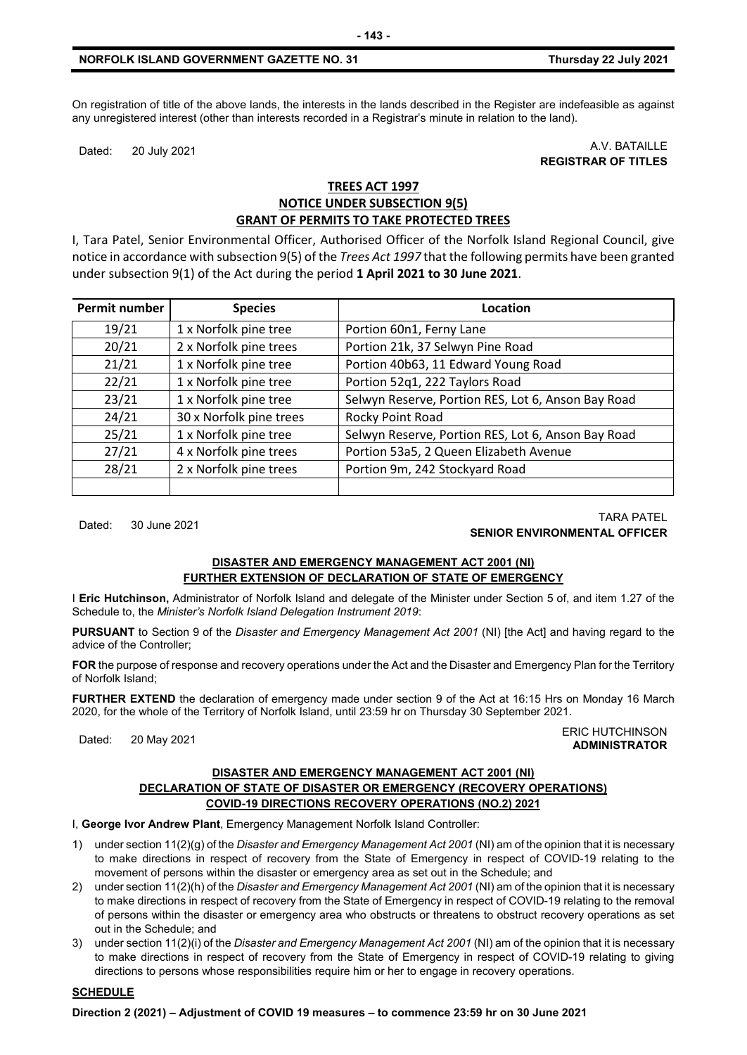On registration of title of the above lands, the interests in the lands described in the Register are indefeasible as against any unregistered interest (other than interests recorded in a Registrar's minute in relation to the land).

Dated: 20 July 2021

A.V. BATAILLE
**REGISTRAR OF TITLES**

## TREES ACT 1997
## NOTICE UNDER SUBSECTION 9(5)
## GRANT OF PERMITS TO TAKE PROTECTED TREES

I, Tara Patel, Senior Environmental Officer, Authorised Officer of the Norfolk Island Regional Council, give notice in accordance with subsection 9(5) of the *Trees Act 1997* that the following permits have been granted under subsection 9(1) of the Act during the period **1 April 2021 to 30 June 2021**.

| Permit number | Species | Location |
|---|---|---|
| 19/21 | 1 x Norfolk pine tree | Portion 60n1, Ferny Lane |
| 20/21 | 2 x Norfolk pine trees | Portion 21k, 37 Selwyn Pine Road |
| 21/21 | 1 x Norfolk pine tree | Portion 40b63, 11 Edward Young Road |
| 22/21 | 1 x Norfolk pine tree | Portion 52q1, 222 Taylors Road |
| 23/21 | 1 x Norfolk pine tree | Selwyn Reserve, Portion RES, Lot 6, Anson Bay Road |
| 24/21 | 30 x Norfolk pine trees | Rocky Point Road |
| 25/21 | 1 x Norfolk pine tree | Selwyn Reserve, Portion RES, Lot 6, Anson Bay Road |
| 27/21 | 4 x Norfolk pine trees | Portion 53a5, 2 Queen Elizabeth Avenue |
| 28/21 | 2 x Norfolk pine trees | Portion 9m, 242 Stockyard Road |
| | | |

Dated: 30 June 2021

TARA PATEL
**SENIOR ENVIRONMENTAL OFFICER**

## DISASTER AND EMERGENCY MANAGEMENT ACT 2001 (NI)
## FURTHER EXTENSION OF DECLARATION OF STATE OF EMERGENCY

I **Eric Hutchinson,** Administrator of Norfolk Island and delegate of the Minister under Section 5 of, and item 1.27 of the Schedule to, the *Minister's Norfolk Island Delegation Instrument 2019*:

**PURSUANT** to Section 9 of the *Disaster and Emergency Management Act 2001* (NI) [the Act] and having regard to the advice of the Controller;

**FOR** the purpose of response and recovery operations under the Act and the Disaster and Emergency Plan for the Territory of Norfolk Island;

**FURTHER EXTEND** the declaration of emergency made under section 9 of the Act at 16:15 Hrs on Monday 16 March 2020, for the whole of the Territory of Norfolk Island, until 23:59 hr on Thursday 30 September 2021.

Dated: 20 May 2021

ERIC HUTCHINSON
**ADMINISTRATOR**

## DISASTER AND EMERGENCY MANAGEMENT ACT 2001 (NI)
## DECLARATION OF STATE OF DISASTER OR EMERGENCY (RECOVERY OPERATIONS)
## COVID-19 DIRECTIONS RECOVERY OPERATIONS (NO.2) 2021

I, **George Ivor Andrew Plant**, Emergency Management Norfolk Island Controller:

1) under section 11(2)(g) of the *Disaster and Emergency Management Act 2001* (NI) am of the opinion that it is necessary to make directions in respect of recovery from the State of Emergency in respect of COVID-19 relating to the movement of persons within the disaster or emergency area as set out in the Schedule; and
2) under section 11(2)(h) of the *Disaster and Emergency Management Act 2001* (NI) am of the opinion that it is necessary to make directions in respect of recovery from the State of Emergency in respect of COVID-19 relating to the removal of persons within the disaster or emergency area who obstructs or threatens to obstruct recovery operations as set out in the Schedule; and
3) under section 11(2)(i) of the *Disaster and Emergency Management Act 2001* (NI) am of the opinion that it is necessary to make directions in respect of recovery from the State of Emergency in respect of COVID-19 relating to giving directions to persons whose responsibilities require him or her to engage in recovery operations.

**SCHEDULE**

**Direction 2 (2021) – Adjustment of COVID 19 measures – to commence 23:59 hr on 30 June 2021**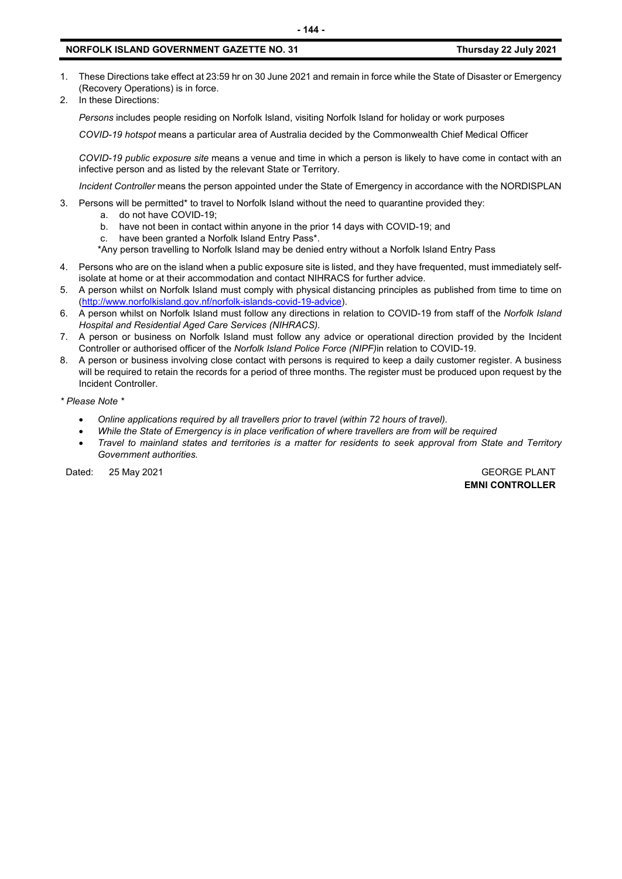1. These Directions take effect at 23:59 hr on 30 June 2021 and remain in force while the State of Disaster or Emergency (Recovery Operations) is in force.
2. In these Directions:

   *Persons* includes people residing on Norfolk Island, visiting Norfolk Island for holiday or work purposes

   *COVID-19 hotspot* means a particular area of Australia decided by the Commonwealth Chief Medical Officer

   *COVID-19 public exposure site* means a venue and time in which a person is likely to have come in contact with an infective person and as listed by the relevant State or Territory.

   *Incident Controller* means the person appointed under the State of Emergency in accordance with the NORDISPLAN

3. Persons will be permitted* to travel to Norfolk Island without the need to quarantine provided they:
   a. do not have COVID-19;
   b. have not been in contact within anyone in the prior 14 days with COVID-19; and
   c. have been granted a Norfolk Island Entry Pass*.

   *Any person travelling to Norfolk Island may be denied entry without a Norfolk Island Entry Pass

4. Persons who are on the island when a public exposure site is listed, and they have frequented, must immediately self-isolate at home or at their accommodation and contact NIHRACS for further advice.
5. A person whilst on Norfolk Island must comply with physical distancing principles as published from time to time on (http://www.norfolkisland.gov.nf/norfolk-islands-covid-19-advice).
6. A person whilst on Norfolk Island must follow any directions in relation to COVID-19 from staff of the *Norfolk Island Hospital and Residential Aged Care Services (NIHRACS).*
7. A person or business on Norfolk Island must follow any advice or operational direction provided by the Incident Controller or authorised officer of the *Norfolk Island Police Force (NIPF)*in relation to COVID-19.
8. A person or business involving close contact with persons is required to keep a daily customer register. A business will be required to retain the records for a period of three months. The register must be produced upon request by the Incident Controller.

*\* Please Note \**

- *Online applications required by all travellers prior to travel (within 72 hours of travel).*
- *While the State of Emergency is in place verification of where travellers are from will be required*
- *Travel to mainland states and territories is a matter for residents to seek approval from State and Territory Government authorities.*

Dated: 25 May 2021

GEORGE PLANT
**EMNI CONTROLLER**